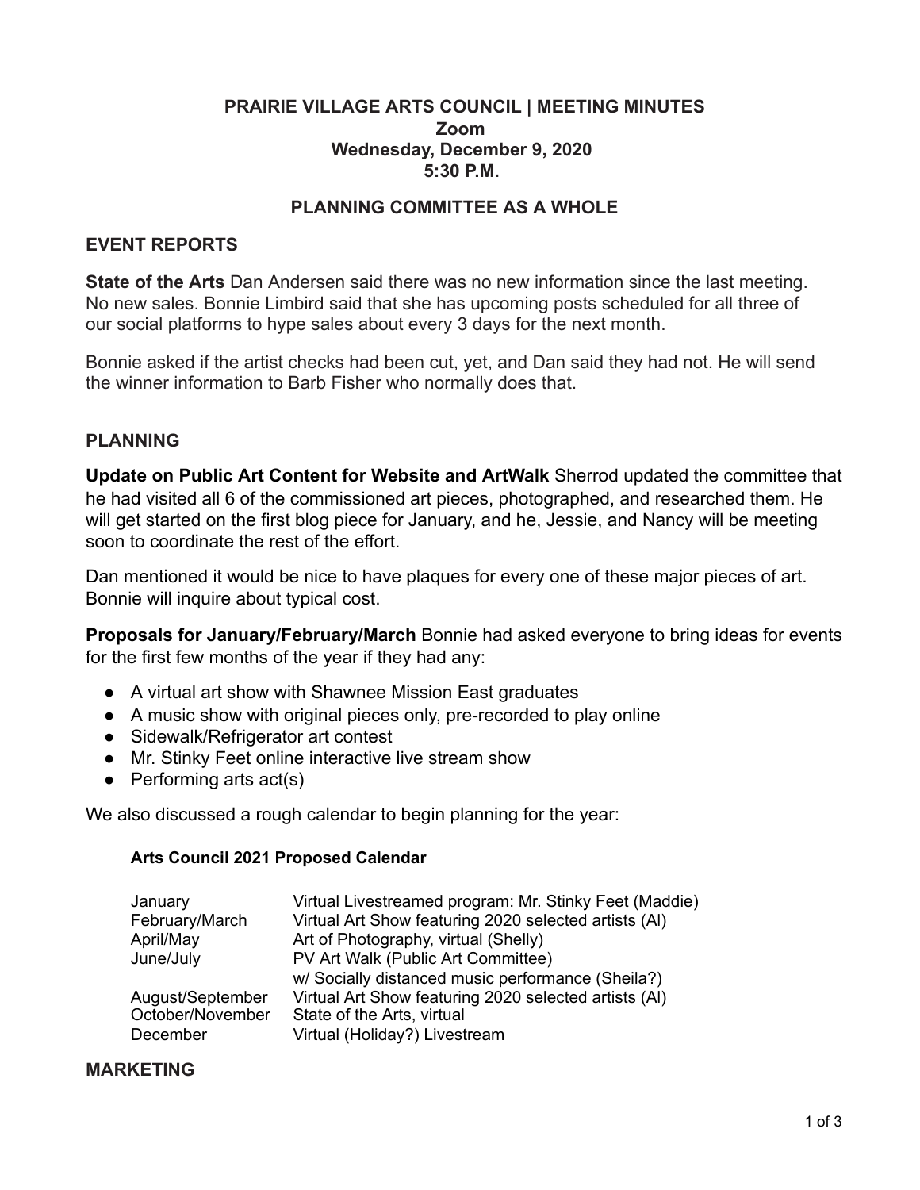# PRAIRIE VILLAGE ARTS COUNCIL | MEETING MINUTES

**Zoom**
**Wednesday, December 9, 2020**
**5:30 P.M.**

## PLANNING COMMITTEE AS A WHOLE

## EVENT REPORTS

**State of the Arts** Dan Andersen said there was no new information since the last meeting. No new sales. Bonnie Limbird said that she has upcoming posts scheduled for all three of our social platforms to hype sales about every 3 days for the next month.

Bonnie asked if the artist checks had been cut, yet, and Dan said they had not. He will send the winner information to Barb Fisher who normally does that.

## PLANNING

**Update on Public Art Content for Website and ArtWalk** Sherrod updated the committee that he had visited all 6 of the commissioned art pieces, photographed, and researched them. He will get started on the first blog piece for January, and he, Jessie, and Nancy will be meeting soon to coordinate the rest of the effort.

Dan mentioned it would be nice to have plaques for every one of these major pieces of art. Bonnie will inquire about typical cost.

**Proposals for January/February/March** Bonnie had asked everyone to bring ideas for events for the first few months of the year if they had any:

- A virtual art show with Shawnee Mission East graduates
- A music show with original pieces only, pre-recorded to play online
- Sidewalk/Refrigerator art contest
- Mr. Stinky Feet online interactive live stream show
- Performing arts act(s)

We also discussed a rough calendar to begin planning for the year:

**Arts Council 2021 Proposed Calendar**

| | |
|---|---|
| January | Virtual Livestreamed program: Mr. Stinky Feet (Maddie) |
| February/March | Virtual Art Show featuring 2020 selected artists (Al) |
| April/May | Art of Photography, virtual (Shelly) |
| June/July | PV Art Walk (Public Art Committee) w/ Socially distanced music performance (Sheila?) |
| August/September | Virtual Art Show featuring 2020 selected artists (Al) |
| October/November | State of the Arts, virtual |
| December | Virtual (Holiday?) Livestream |

## MARKETING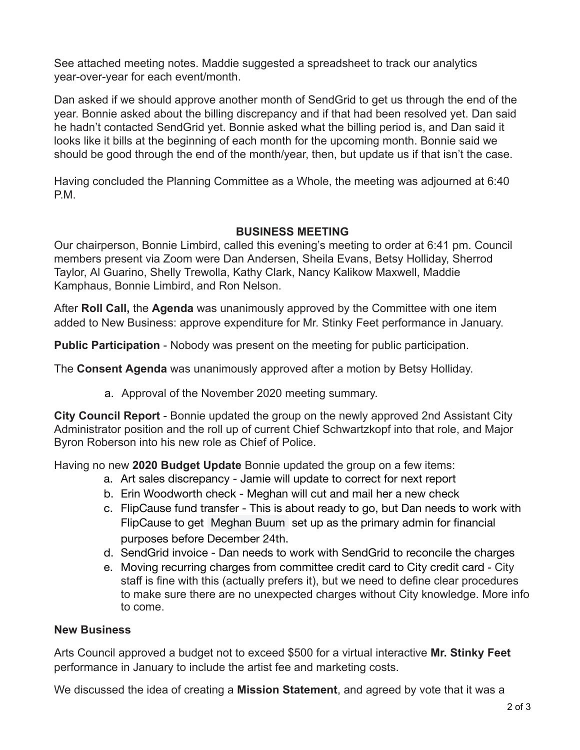See attached meeting notes. Maddie suggested a spreadsheet to track our analytics year-over-year for each event/month.

Dan asked if we should approve another month of SendGrid to get us through the end of the year. Bonnie asked about the billing discrepancy and if that had been resolved yet. Dan said he hadn't contacted SendGrid yet. Bonnie asked what the billing period is, and Dan said it looks like it bills at the beginning of each month for the upcoming month. Bonnie said we should be good through the end of the month/year, then, but update us if that isn't the case.

Having concluded the Planning Committee as a Whole, the meeting was adjourned at 6:40 P.M.

## BUSINESS MEETING

Our chairperson, Bonnie Limbird, called this evening's meeting to order at 6:41 pm. Council members present via Zoom were Dan Andersen, Sheila Evans, Betsy Holliday, Sherrod Taylor, Al Guarino, Shelly Trewolla, Kathy Clark, Nancy Kalikow Maxwell, Maddie Kamphaus, Bonnie Limbird, and Ron Nelson.

After **Roll Call,** the **Agenda** was unanimously approved by the Committee with one item added to New Business: approve expenditure for Mr. Stinky Feet performance in January.

**Public Participation** - Nobody was present on the meeting for public participation.

The **Consent Agenda** was unanimously approved after a motion by Betsy Holliday.

a. Approval of the November 2020 meeting summary.

**City Council Report** - Bonnie updated the group on the newly approved 2nd Assistant City Administrator position and the roll up of current Chief Schwartzkopf into that role, and Major Byron Roberson into his new role as Chief of Police.

Having no new **2020 Budget Update** Bonnie updated the group on a few items:

a. Art sales discrepancy - Jamie will update to correct for next report
b. Erin Woodworth check - Meghan will cut and mail her a new check
c. FlipCause fund transfer - This is about ready to go, but Dan needs to work with FlipCause to get Meghan Buum set up as the primary admin for financial purposes before December 24th.
d. SendGrid invoice - Dan needs to work with SendGrid to reconcile the charges
e. Moving recurring charges from committee credit card to City credit card - City staff is fine with this (actually prefers it), but we need to define clear procedures to make sure there are no unexpected charges without City knowledge. More info to come.

**New Business**

Arts Council approved a budget not to exceed $500 for a virtual interactive **Mr. Stinky Feet** performance in January to include the artist fee and marketing costs.

We discussed the idea of creating a **Mission Statement**, and agreed by vote that it was a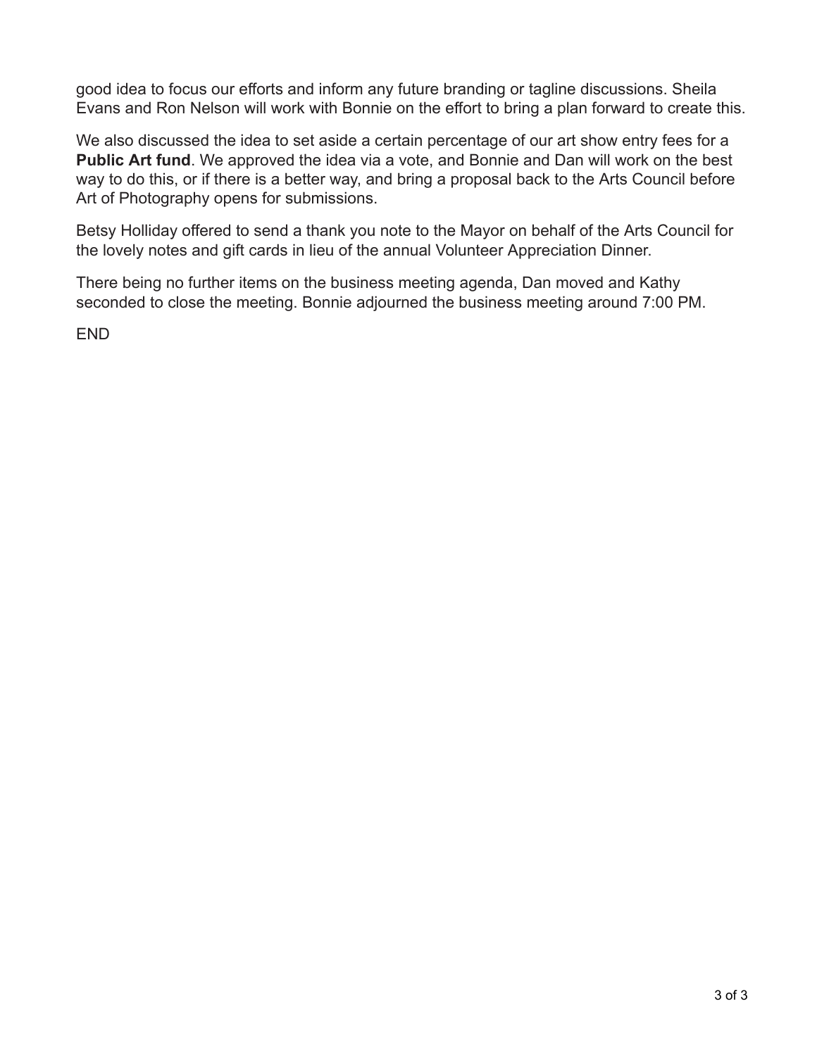good idea to focus our efforts and inform any future branding or tagline discussions. Sheila Evans and Ron Nelson will work with Bonnie on the effort to bring a plan forward to create this.

We also discussed the idea to set aside a certain percentage of our art show entry fees for a **Public Art fund**. We approved the idea via a vote, and Bonnie and Dan will work on the best way to do this, or if there is a better way, and bring a proposal back to the Arts Council before Art of Photography opens for submissions.

Betsy Holliday offered to send a thank you note to the Mayor on behalf of the Arts Council for the lovely notes and gift cards in lieu of the annual Volunteer Appreciation Dinner.

There being no further items on the business meeting agenda, Dan moved and Kathy seconded to close the meeting. Bonnie adjourned the business meeting around 7:00 PM.

END